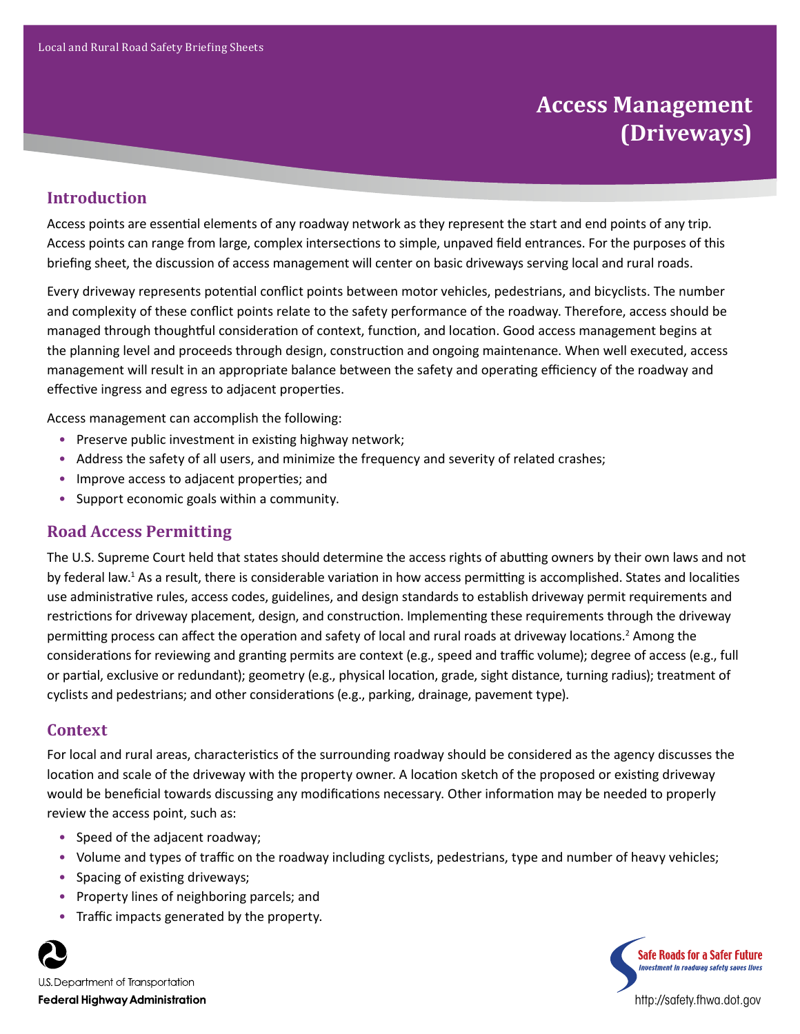Local and Rural Road Safety Briefing Sheets

# Access Management (Driveways)

## Introduction

Access points are essential elements of any roadway network as they represent the start and end points of any trip. Access points can range from large, complex intersections to simple, unpaved field entrances. For the purposes of this briefing sheet, the discussion of access management will center on basic driveways serving local and rural roads.

Every driveway represents potential conflict points between motor vehicles, pedestrians, and bicyclists. The number and complexity of these conflict points relate to the safety performance of the roadway. Therefore, access should be managed through thoughtful consideration of context, function, and location. Good access management begins at the planning level and proceeds through design, construction and ongoing maintenance. When well executed, access management will result in an appropriate balance between the safety and operating efficiency of the roadway and effective ingress and egress to adjacent properties.

Access management can accomplish the following:

- Preserve public investment in existing highway network;
- Address the safety of all users, and minimize the frequency and severity of related crashes;
- Improve access to adjacent properties; and
- Support economic goals within a community.

## Road Access Permitting

The U.S. Supreme Court held that states should determine the access rights of abutting owners by their own laws and not by federal law.[1] As a result, there is considerable variation in how access permitting is accomplished. States and localities use administrative rules, access codes, guidelines, and design standards to establish driveway permit requirements and restrictions for driveway placement, design, and construction. Implementing these requirements through the driveway permitting process can affect the operation and safety of local and rural roads at driveway locations.[2] Among the considerations for reviewing and granting permits are context (e.g., speed and traffic volume); degree of access (e.g., full or partial, exclusive or redundant); geometry (e.g., physical location, grade, sight distance, turning radius); treatment of cyclists and pedestrians; and other considerations (e.g., parking, drainage, pavement type).

## Context

For local and rural areas, characteristics of the surrounding roadway should be considered as the agency discusses the location and scale of the driveway with the property owner. A location sketch of the proposed or existing driveway would be beneficial towards discussing any modifications necessary. Other information may be needed to properly review the access point, such as:

- Speed of the adjacent roadway;
- Volume and types of traffic on the roadway including cyclists, pedestrians, type and number of heavy vehicles;
- Spacing of existing driveways;
- Property lines of neighboring parcels; and
- Traffic impacts generated by the property.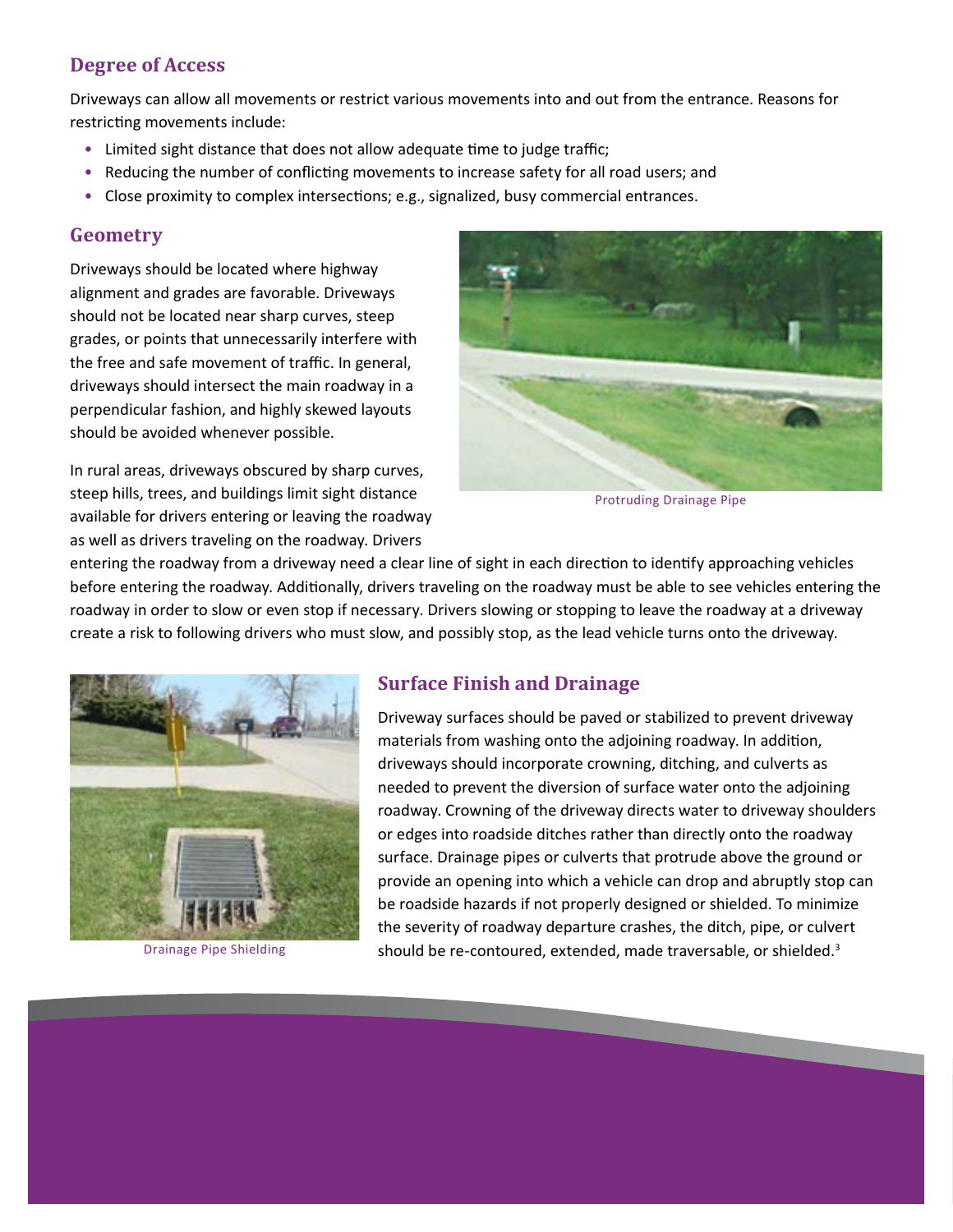## Degree of Access

Driveways can allow all movements or restrict various movements into and out from the entrance. Reasons for restricting movements include:

- Limited sight distance that does not allow adequate time to judge traffic;
- Reducing the number of conflicting movements to increase safety for all road users; and
- Close proximity to complex intersections; e.g., signalized, busy commercial entrances.

## Geometry

Driveways should be located where highway alignment and grades are favorable. Driveways should not be located near sharp curves, steep grades, or points that unnecessarily interfere with the free and safe movement of traffic. In general, driveways should intersect the main roadway in a perpendicular fashion, and highly skewed layouts should be avoided whenever possible.

Protruding Drainage Pipe

In rural areas, driveways obscured by sharp curves, steep hills, trees, and buildings limit sight distance available for drivers entering or leaving the roadway as well as drivers traveling on the roadway. Drivers entering the roadway from a driveway need a clear line of sight in each direction to identify approaching vehicles before entering the roadway. Additionally, drivers traveling on the roadway must be able to see vehicles entering the roadway in order to slow or even stop if necessary. Drivers slowing or stopping to leave the roadway at a driveway create a risk to following drivers who must slow, and possibly stop, as the lead vehicle turns onto the driveway.

Drainage Pipe Shielding

## Surface Finish and Drainage

Driveway surfaces should be paved or stabilized to prevent driveway materials from washing onto the adjoining roadway. In addition, driveways should incorporate crowning, ditching, and culverts as needed to prevent the diversion of surface water onto the adjoining roadway. Crowning of the driveway directs water to driveway shoulders or edges into roadside ditches rather than directly onto the roadway surface. Drainage pipes or culverts that protrude above the ground or provide an opening into which a vehicle can drop and abruptly stop can be roadside hazards if not properly designed or shielded. To minimize the severity of roadway departure crashes, the ditch, pipe, or culvert should be re-contoured, extended, made traversable, or shielded.[3]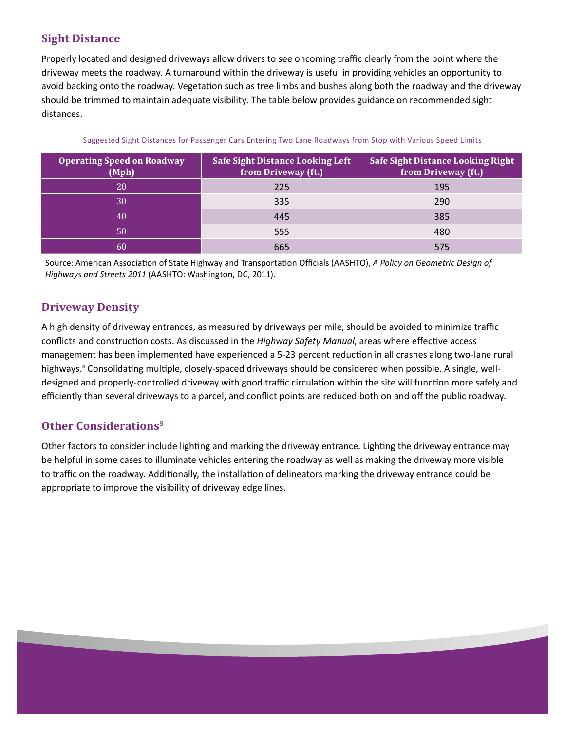## Sight Distance

Properly located and designed driveways allow drivers to see oncoming traffic clearly from the point where the driveway meets the roadway. A turnaround within the driveway is useful in providing vehicles an opportunity to avoid backing onto the roadway. Vegetation such as tree limbs and bushes along both the roadway and the driveway should be trimmed to maintain adequate visibility. The table below provides guidance on recommended sight distances.

Suggested Sight Distances for Passenger Cars Entering Two Lane Roadways from Stop with Various Speed Limits

| Operating Speed on Roadway (Mph) | Safe Sight Distance Looking Left from Driveway (ft.) | Safe Sight Distance Looking Right from Driveway (ft.) |
|---|---|---|
| 20 | 225 | 195 |
| 30 | 335 | 290 |
| 40 | 445 | 385 |
| 50 | 555 | 480 |
| 60 | 665 | 575 |

Source: American Association of State Highway and Transportation Officials (AASHTO), *A Policy on Geometric Design of Highways and Streets 2011* (AASHTO: Washington, DC, 2011).

## Driveway Density

A high density of driveway entrances, as measured by driveways per mile, should be avoided to minimize traffic conflicts and construction costs. As discussed in the *Highway Safety Manual*, areas where effective access management has been implemented have experienced a 5-23 percent reduction in all crashes along two-lane rural highways.[4] Consolidating multiple, closely-spaced driveways should be considered when possible. A single, well-designed and properly-controlled driveway with good traffic circulation within the site will function more safely and efficiently than several driveways to a parcel, and conflict points are reduced both on and off the public roadway.

## Other Considerations[5]

Other factors to consider include lighting and marking the driveway entrance. Lighting the driveway entrance may be helpful in some cases to illuminate vehicles entering the roadway as well as making the driveway more visible to traffic on the roadway. Additionally, the installation of delineators marking the driveway entrance could be appropriate to improve the visibility of driveway edge lines.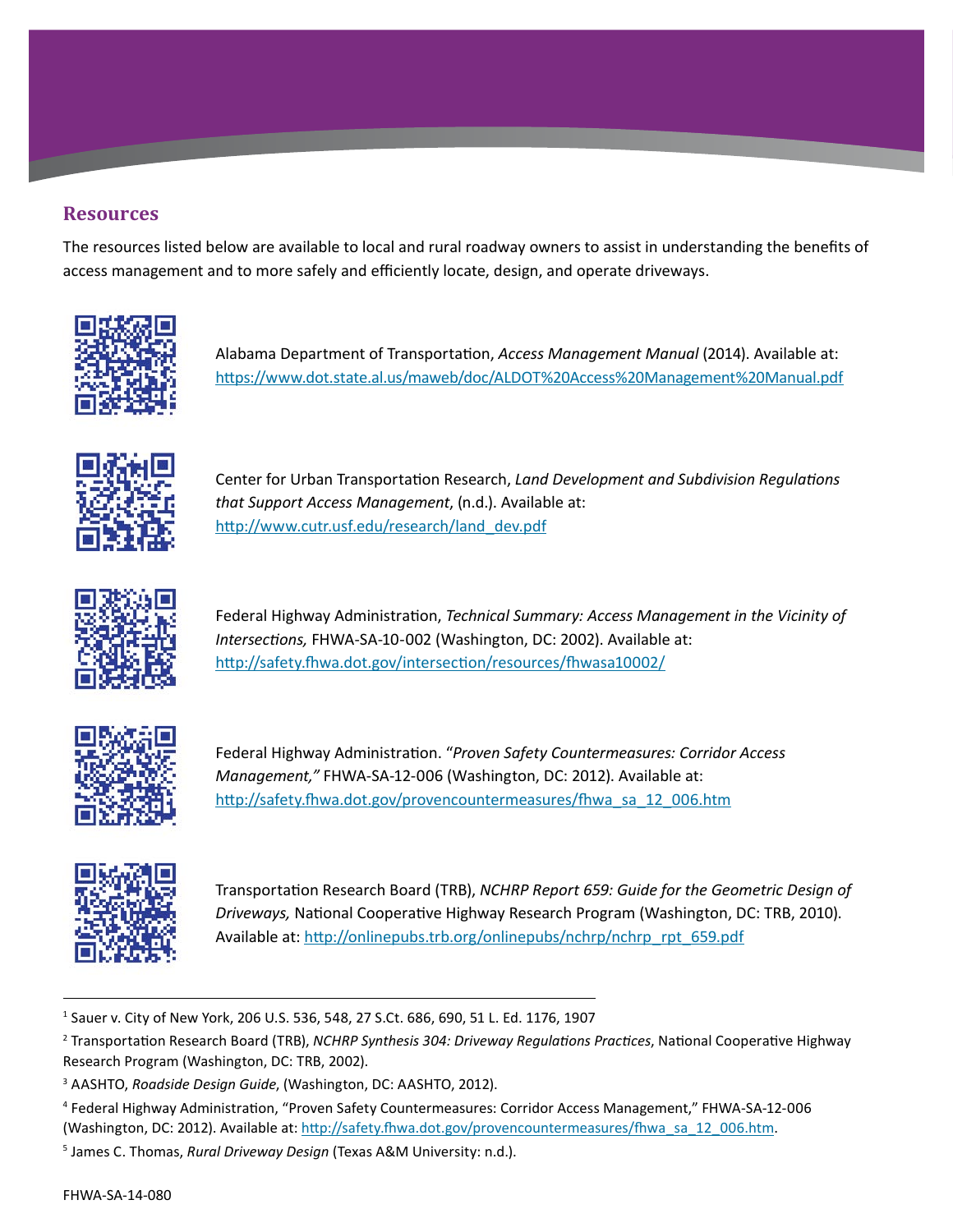## Resources

The resources listed below are available to local and rural roadway owners to assist in understanding the benefits of access management and to more safely and efficiently locate, design, and operate driveways.

Alabama Department of Transportation, *Access Management Manual* (2014). Available at: https://www.dot.state.al.us/maweb/doc/ALDOT%20Access%20Management%20Manual.pdf

Center for Urban Transportation Research, *Land Development and Subdivision Regulations that Support Access Management*, (n.d.). Available at: http://www.cutr.usf.edu/research/land_dev.pdf

Federal Highway Administration, *Technical Summary: Access Management in the Vicinity of Intersections,* FHWA-SA-10-002 (Washington, DC: 2002). Available at: http://safety.fhwa.dot.gov/intersection/resources/fhwasa10002/

Federal Highway Administration. "*Proven Safety Countermeasures: Corridor Access Management,*" FHWA-SA-12-006 (Washington, DC: 2012). Available at: http://safety.fhwa.dot.gov/provencountermeasures/fhwa_sa_12_006.htm

Transportation Research Board (TRB), *NCHRP Report 659: Guide for the Geometric Design of Driveways,* National Cooperative Highway Research Program (Washington, DC: TRB, 2010). Available at: http://onlinepubs.trb.org/onlinepubs/nchrp/nchrp_rpt_659.pdf

---

[1] Sauer v. City of New York, 206 U.S. 536, 548, 27 S.Ct. 686, 690, 51 L. Ed. 1176, 1907

[2] Transportation Research Board (TRB), *NCHRP Synthesis 304: Driveway Regulations Practices*, National Cooperative Highway Research Program (Washington, DC: TRB, 2002).

[3] AASHTO, *Roadside Design Guide*, (Washington, DC: AASHTO, 2012).

[4] Federal Highway Administration, "Proven Safety Countermeasures: Corridor Access Management," FHWA-SA-12-006 (Washington, DC: 2012). Available at: http://safety.fhwa.dot.gov/provencountermeasures/fhwa_sa_12_006.htm.

[5] James C. Thomas, *Rural Driveway Design* (Texas A&M University: n.d.).

FHWA-SA-14-080